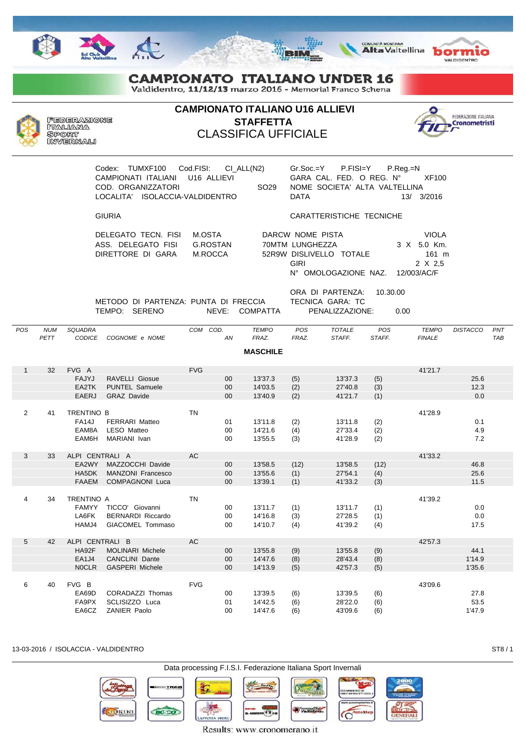# CAMPIONATO ITALIANO UNDER 16

Valdidentro, 11/12/13 marzo 2016 - Memorial Franco Schena

FEDERAZIONE ITALIANA SPORT INVERNALI

## CAMPIONATO ITALIANO U16 ALLIEVI
## STAFFETTA
## CLASSIFICA UFFICIALE

FEDERAZIONE ITALIANA Cronometristi

Codex: TUMXF100 Cod.FISI: CI_ALL(N2) Gr.Soc.=Y P.FISI=Y P.Reg.=N
CAMPIONATI ITALIANI U16 ALLIEVI GARA CAL. FED. O REG. N° XF100
COD. ORGANIZZATORI SO29 NOME SOCIETA' ALTA VALTELLINA
LOCALITA' ISOLACCIA-VALDIDENTRO DATA 13/ 3/2016

GIURIA

DELEGATO TECN. FISI M.OSTA
ASS. DELEGATO FISI G.ROSTAN
DIRETTORE DI GARA M.ROCCA

CARATTERISTICHE TECNICHE

DARCW NOME PISTA VIOLA
70MTM LUNGHEZZA 3 X 5.0 Km.
52R9W DISLIVELLO TOTALE 161 m
GIRI 2 X 2,5
N° OMOLOGAZIONE NAZ. 12/003/AC/F

ORA DI PARTENZA: 10.30.00
METODO DI PARTENZA: PUNTA DI FRECCIA TECNICA GARA: TC
TEMPO: SERENO NEVE: COMPATTA PENALIZZAZIONE: 0.00

| POS | NUM PETT | SQUADRA CODICE | COGNOME e NOME | COM | COD. AN | TEMPO FRAZ. | POS FRAZ. | TOTALE STAFF. | POS STAFF. | TEMPO FINALE | DISTACCO | PNT TAB |
|---|---|---|---|---|---|---|---|---|---|---|---|---|
| | | | **MASCHILE** | | | | | | | | | |
| 1 | 32 | FVG A | | FVG | | | | | | 41'21.7 | | |
| | | FAJYJ | RAVELLI Giosue | | 00 | 13'37.3 | (5) | 13'37.3 | (5) | | 25.6 | |
| | | EA2TK | PUNTEL Samuele | | 00 | 14'03.5 | (2) | 27'40.8 | (3) | | 12.3 | |
| | | EAERJ | GRAZ Davide | | 00 | 13'40.9 | (2) | 41'21.7 | (1) | | 0.0 | |
| 2 | 41 | TRENTINO B | | TN | | | | | | 41'28.9 | | |
| | | FA14J | FERRARI Matteo | | 01 | 13'11.8 | (2) | 13'11.8 | (2) | | 0.1 | |
| | | EAM8A | LESO Matteo | | 00 | 14'21.6 | (4) | 27'33.4 | (2) | | 4.9 | |
| | | EAM6H | MARIANI Ivan | | 00 | 13'55.5 | (3) | 41'28.9 | (2) | | 7.2 | |
| 3 | 33 | ALPI CENTRALI A | | AC | | | | | | 41'33.2 | | |
| | | EA2WY | MAZZOCCHI Davide | | 00 | 13'58.5 | (12) | 13'58.5 | (12) | | 46.8 | |
| | | HA5DK | MANZONI Francesco | | 00 | 13'55.6 | (1) | 27'54.1 | (4) | | 25.6 | |
| | | FAAEM | COMPAGNONI Luca | | 00 | 13'39.1 | (1) | 41'33.2 | (3) | | 11.5 | |
| 4 | 34 | TRENTINO A | | TN | | | | | | 41'39.2 | | |
| | | FAMYY | TICCO' Giovanni | | 00 | 13'11.7 | (1) | 13'11.7 | (1) | | 0.0 | |
| | | LA6FK | BERNARDI Riccardo | | 00 | 14'16.8 | (3) | 27'28.5 | (1) | | 0.0 | |
| | | HAMJ4 | GIACOMEL Tommaso | | 00 | 14'10.7 | (4) | 41'39.2 | (4) | | 17.5 | |
| 5 | 42 | ALPI CENTRALI B | | AC | | | | | | 42'57.3 | | |
| | | HA92F | MOLINARI Michele | | 00 | 13'55.8 | (9) | 13'55.8 | (9) | | 44.1 | |
| | | EA1J4 | CANCLINI Dante | | 00 | 14'47.6 | (8) | 28'43.4 | (8) | | 1'14.9 | |
| | | N0CLR | GASPERI Michele | | 00 | 14'13.9 | (5) | 42'57.3 | (5) | | 1'35.6 | |
| 6 | 40 | FVG B | | FVG | | | | | | 43'09.6 | | |
| | | EA69D | CORADAZZI Thomas | | 00 | 13'39.5 | (6) | 13'39.5 | (6) | | 27.8 | |
| | | FA9PX | SCLISIZZO Luca | | 01 | 14'42.5 | (6) | 28'22.0 | (6) | | 53.5 | |
| | | EA6CZ | ZANIER Paolo | | 00 | 14'47.6 | (6) | 43'09.6 | (6) | | 1'47.9 | |

13-03-2016 / ISOLACCIA - VALDIDENTRO

Data processing F.I.S.I. Federazione Italiana Sport Invernali

Results: www.cronomerano.it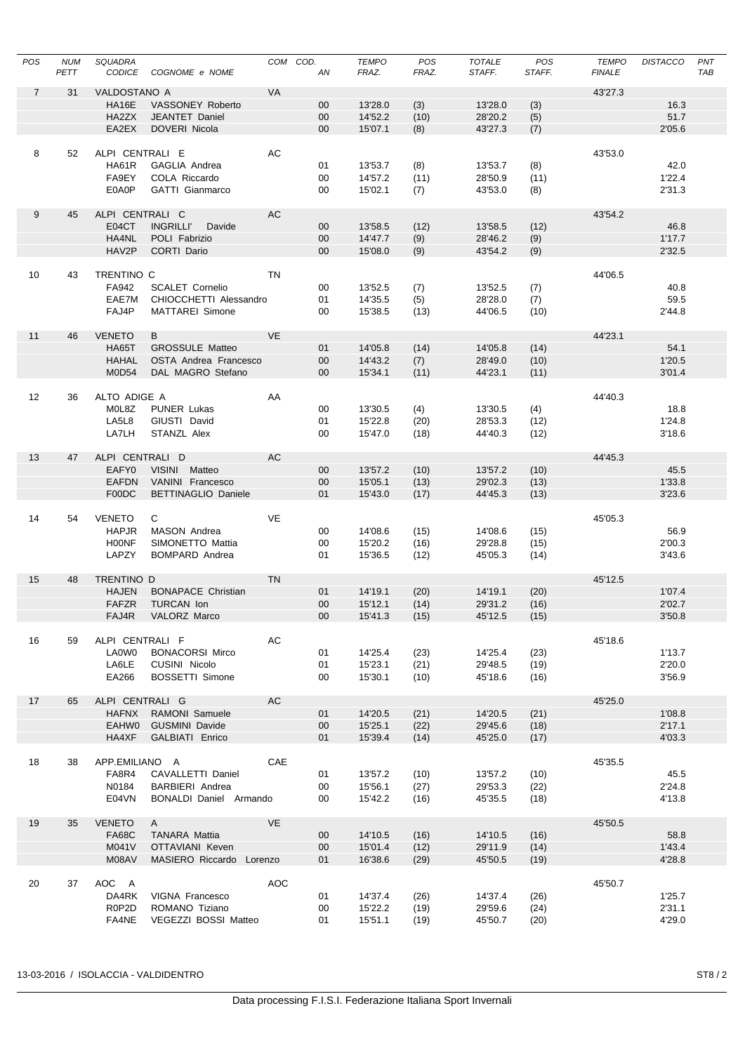| POS | NUM PETT | SQUADRA CODICE | COGNOME e NOME | COM | COD. AN | TEMPO FRAZ. | POS FRAZ. | TOTALE STAFF. | POS STAFF. | TEMPO FINALE | DISTACCO | PNT TAB |
|---|---|---|---|---|---|---|---|---|---|---|---|---|
| 7 | 31 | VALDOSTANO A | | VA | | | | | | 43'27.3 | | |
| | | HA16E | VASSONEY Roberto | | 00 | 13'28.0 | (3) | 13'28.0 | (3) | | 16.3 | |
| | | HA2ZX | JEANTET Daniel | | 00 | 14'52.2 | (10) | 28'20.2 | (5) | | 51.7 | |
| | | EA2EX | DOVERI Nicola | | 00 | 15'07.1 | (8) | 43'27.3 | (7) | | 2'05.6 | |
| 8 | 52 | ALPI CENTRALI E | | AC | | | | | | 43'53.0 | | |
| | | HA61R | GAGLIA Andrea | | 01 | 13'53.7 | (8) | 13'53.7 | (8) | | 42.0 | |
| | | FA9EY | COLA Riccardo | | 00 | 14'57.2 | (11) | 28'50.9 | (11) | | 1'22.4 | |
| | | E0A0P | GATTI Gianmarco | | 00 | 15'02.1 | (7) | 43'53.0 | (8) | | 2'31.3 | |
| 9 | 45 | ALPI CENTRALI C | | AC | | | | | | 43'54.2 | | |
| | | E04CT | INGRILLI' Davide | | 00 | 13'58.5 | (12) | 13'58.5 | (12) | | 46.8 | |
| | | HA4NL | POLI Fabrizio | | 00 | 14'47.7 | (9) | 28'46.2 | (9) | | 1'17.7 | |
| | | HAV2P | CORTI Dario | | 00 | 15'08.0 | (9) | 43'54.2 | (9) | | 2'32.5 | |
| 10 | 43 | TRENTINO C | | TN | | | | | | 44'06.5 | | |
| | | FA942 | SCALET Cornelio | | 00 | 13'52.5 | (7) | 13'52.5 | (7) | | 40.8 | |
| | | EAE7M | CHIOCCHETTI Alessandro | | 01 | 14'35.5 | (5) | 28'28.0 | (7) | | 59.5 | |
| | | FAJ4P | MATTAREI Simone | | 00 | 15'38.5 | (13) | 44'06.5 | (10) | | 2'44.8 | |
| 11 | 46 | VENETO B | | VE | | | | | | 44'23.1 | | |
| | | HA65T | GROSSULE Matteo | | 01 | 14'05.8 | (14) | 14'05.8 | (14) | | 54.1 | |
| | | HAHAL | OSTA Andrea Francesco | | 00 | 14'43.2 | (7) | 28'49.0 | (10) | | 1'20.5 | |
| | | M0D54 | DAL MAGRO Stefano | | 00 | 15'34.1 | (11) | 44'23.1 | (11) | | 3'01.4 | |
| 12 | 36 | ALTO ADIGE A | | AA | | | | | | 44'40.3 | | |
| | | M0L8Z | PUNER Lukas | | 00 | 13'30.5 | (4) | 13'30.5 | (4) | | 18.8 | |
| | | LA5L8 | GIUSTI David | | 01 | 15'22.8 | (20) | 28'53.3 | (12) | | 1'24.8 | |
| | | LA7LH | STANZL Alex | | 00 | 15'47.0 | (18) | 44'40.3 | (12) | | 3'18.6 | |
| 13 | 47 | ALPI CENTRALI D | | AC | | | | | | 44'45.3 | | |
| | | EAFY0 | VISINI Matteo | | 00 | 13'57.2 | (10) | 13'57.2 | (10) | | 45.5 | |
| | | EAFDN | VANINI Francesco | | 00 | 15'05.1 | (13) | 29'02.3 | (13) | | 1'33.8 | |
| | | F00DC | BETTINAGLIO Daniele | | 01 | 15'43.0 | (17) | 44'45.3 | (13) | | 3'23.6 | |
| 14 | 54 | VENETO C | | VE | | | | | | 45'05.3 | | |
| | | HAPJR | MASON Andrea | | 00 | 14'08.6 | (15) | 14'08.6 | (15) | | 56.9 | |
| | | H00NF | SIMONETTO Mattia | | 00 | 15'20.2 | (16) | 29'28.8 | (15) | | 2'00.3 | |
| | | LAPZY | BOMPARD Andrea | | 01 | 15'36.5 | (12) | 45'05.3 | (14) | | 3'43.6 | |
| 15 | 48 | TRENTINO D | | TN | | | | | | 45'12.5 | | |
| | | HAJEN | BONAPACE Christian | | 01 | 14'19.1 | (20) | 14'19.1 | (20) | | 1'07.4 | |
| | | FAFZR | TURCAN Ion | | 00 | 15'12.1 | (14) | 29'31.2 | (16) | | 2'02.7 | |
| | | FAJ4R | VALORZ Marco | | 00 | 15'41.3 | (15) | 45'12.5 | (15) | | 3'50.8 | |
| 16 | 59 | ALPI CENTRALI F | | AC | | | | | | 45'18.6 | | |
| | | LA0W0 | BONACORSI Mirco | | 01 | 14'25.4 | (23) | 14'25.4 | (23) | | 1'13.7 | |
| | | LA6LE | CUSINI Nicolo | | 01 | 15'23.1 | (21) | 29'48.5 | (19) | | 2'20.0 | |
| | | EA266 | BOSSETTI Simone | | 00 | 15'30.1 | (10) | 45'18.6 | (16) | | 3'56.9 | |
| 17 | 65 | ALPI CENTRALI G | | AC | | | | | | 45'25.0 | | |
| | | HAFNX | RAMONI Samuele | | 01 | 14'20.5 | (21) | 14'20.5 | (21) | | 1'08.8 | |
| | | EAHW0 | GUSMINI Davide | | 00 | 15'25.1 | (22) | 29'45.6 | (18) | | 2'17.1 | |
| | | HA4XF | GALBIATI Enrico | | 01 | 15'39.4 | (14) | 45'25.0 | (17) | | 4'03.3 | |
| 18 | 38 | APP.EMILIANO A | | CAE | | | | | | 45'35.5 | | |
| | | FA8R4 | CAVALLETTI Daniel | | 01 | 13'57.2 | (10) | 13'57.2 | (10) | | 45.5 | |
| | | N0184 | BARBIERI Andrea | | 00 | 15'56.1 | (27) | 29'53.3 | (22) | | 2'24.8 | |
| | | E04VN | BONALDI Daniel Armando | | 00 | 15'42.2 | (16) | 45'35.5 | (18) | | 4'13.8 | |
| 19 | 35 | VENETO A | | VE | | | | | | 45'50.5 | | |
| | | FA68C | TANARA Mattia | | 00 | 14'10.5 | (16) | 14'10.5 | (16) | | 58.8 | |
| | | M041V | OTTAVIANI Keven | | 00 | 15'01.4 | (12) | 29'11.9 | (14) | | 1'43.4 | |
| | | M08AV | MASIERO Riccardo Lorenzo | | 01 | 16'38.6 | (29) | 45'50.5 | (19) | | 4'28.8 | |
| 20 | 37 | AOC A | | AOC | | | | | | 45'50.7 | | |
| | | DA4RK | VIGNA Francesco | | 01 | 14'37.4 | (26) | 14'37.4 | (26) | | 1'25.7 | |
| | | R0P2D | ROMANO Tiziano | | 00 | 15'22.2 | (19) | 29'59.6 | (24) | | 2'31.1 | |
| | | FA4NE | VEGEZZI BOSSI Matteo | | 01 | 15'51.1 | (19) | 45'50.7 | (20) | | 4'29.0 | |

13-03-2016 / ISOLACCIA - VALDIDENTRO

Data processing F.I.S.I. Federazione Italiana Sport Invernali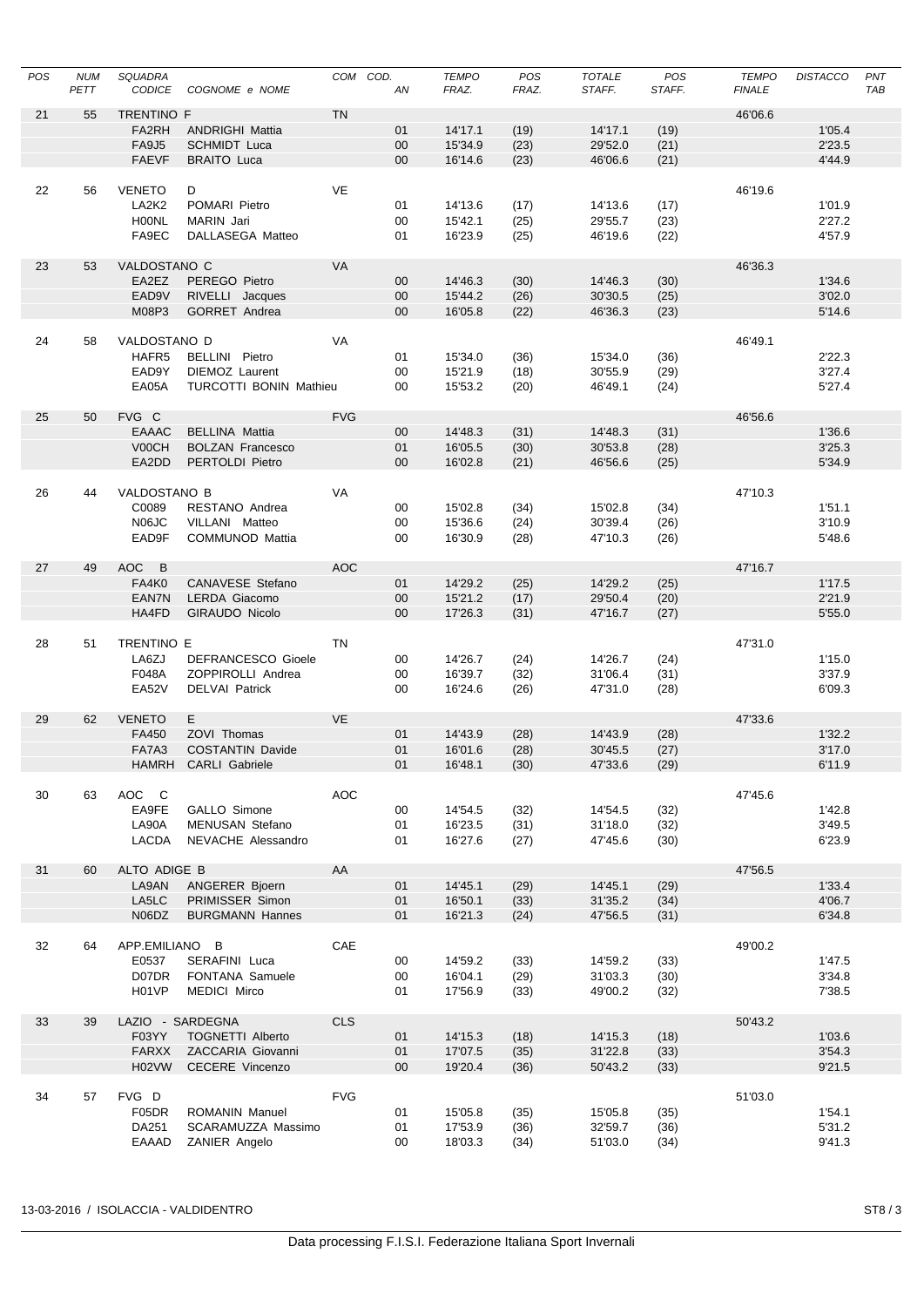| POS | NUM PETT | SQUADRA CODICE | COGNOME e NOME | COM | COD. AN | TEMPO FRAZ. | POS FRAZ. | TOTALE STAFF. | POS STAFF. | TEMPO FINALE | DISTACCO | PNT TAB |
|---|---|---|---|---|---|---|---|---|---|---|---|---|
| 21 | 55 | TRENTINO F | | TN | | | | | | 46'06.6 | | |
| | | FA2RH | ANDRIGHI Mattia | | 01 | 14'17.1 | (19) | 14'17.1 | (19) | | 1'05.4 | |
| | | FA9J5 | SCHMIDT Luca | | 00 | 15'34.9 | (23) | 29'52.0 | (21) | | 2'23.5 | |
| | | FAEVF | BRAITO Luca | | 00 | 16'14.6 | (23) | 46'06.6 | (21) | | 4'44.9 | |
| 22 | 56 | VENETO D | | VE | | | | | | 46'19.6 | | |
| | | LA2K2 | POMARI Pietro | | 01 | 14'13.6 | (17) | 14'13.6 | (17) | | 1'01.9 | |
| | | H00NL | MARIN Jari | | 00 | 15'42.1 | (25) | 29'55.7 | (23) | | 2'27.2 | |
| | | FA9EC | DALLASEGA Matteo | | 01 | 16'23.9 | (25) | 46'19.6 | (22) | | 4'57.9 | |
| 23 | 53 | VALDOSTANO C | | VA | | | | | | 46'36.3 | | |
| | | EA2EZ | PEREGO Pietro | | 00 | 14'46.3 | (30) | 14'46.3 | (30) | | 1'34.6 | |
| | | EAD9V | RIVELLI Jacques | | 00 | 15'44.2 | (26) | 30'30.5 | (25) | | 3'02.0 | |
| | | M08P3 | GORRET Andrea | | 00 | 16'05.8 | (22) | 46'36.3 | (23) | | 5'14.6 | |
| 24 | 58 | VALDOSTANO D | | VA | | | | | | 46'49.1 | | |
| | | HAFR5 | BELLINI Pietro | | 01 | 15'34.0 | (36) | 15'34.0 | (36) | | 2'22.3 | |
| | | EAD9Y | DIEMOZ Laurent | | 00 | 15'21.9 | (18) | 30'55.9 | (29) | | 3'27.4 | |
| | | EA05A | TURCOTTI BONIN Mathieu | | 00 | 15'53.2 | (20) | 46'49.1 | (24) | | 5'27.4 | |
| 25 | 50 | FVG C | | FVG | | | | | | 46'56.6 | | |
| | | EAAAC | BELLINA Mattia | | 00 | 14'48.3 | (31) | 14'48.3 | (31) | | 1'36.6 | |
| | | V00CH | BOLZAN Francesco | | 01 | 16'05.5 | (30) | 30'53.8 | (28) | | 3'25.3 | |
| | | EA2DD | PERTOLDI Pietro | | 00 | 16'02.8 | (21) | 46'56.6 | (25) | | 5'34.9 | |
| 26 | 44 | VALDOSTANO B | | VA | | | | | | 47'10.3 | | |
| | | C0089 | RESTANO Andrea | | 00 | 15'02.8 | (34) | 15'02.8 | (34) | | 1'51.1 | |
| | | N06JC | VILLANI Matteo | | 00 | 15'36.6 | (24) | 30'39.4 | (26) | | 3'10.9 | |
| | | EAD9F | COMMUNOD Mattia | | 00 | 16'30.9 | (28) | 47'10.3 | (26) | | 5'48.6 | |
| 27 | 49 | AOC B | | AOC | | | | | | 47'16.7 | | |
| | | FA4K0 | CANAVESE Stefano | | 01 | 14'29.2 | (25) | 14'29.2 | (25) | | 1'17.5 | |
| | | EAN7N | LERDA Giacomo | | 00 | 15'21.2 | (17) | 29'50.4 | (20) | | 2'21.9 | |
| | | HA4FD | GIRAUDO Nicolo | | 00 | 17'26.3 | (31) | 47'16.7 | (27) | | 5'55.0 | |
| 28 | 51 | TRENTINO E | | TN | | | | | | 47'31.0 | | |
| | | LA6ZJ | DEFRANCESCO Gioele | | 00 | 14'26.7 | (24) | 14'26.7 | (24) | | 1'15.0 | |
| | | F048A | ZOPPIROLLI Andrea | | 00 | 16'39.7 | (32) | 31'06.4 | (31) | | 3'37.9 | |
| | | EA52V | DELVAI Patrick | | 00 | 16'24.6 | (26) | 47'31.0 | (28) | | 6'09.3 | |
| 29 | 62 | VENETO E | | VE | | | | | | 47'33.6 | | |
| | | FA450 | ZOVI Thomas | | 01 | 14'43.9 | (28) | 14'43.9 | (28) | | 1'32.2 | |
| | | FA7A3 | COSTANTIN Davide | | 01 | 16'01.6 | (28) | 30'45.5 | (27) | | 3'17.0 | |
| | | HAMRH | CARLI Gabriele | | 01 | 16'48.1 | (30) | 47'33.6 | (29) | | 6'11.9 | |
| 30 | 63 | AOC C | | AOC | | | | | | 47'45.6 | | |
| | | EA9FE | GALLO Simone | | 00 | 14'54.5 | (32) | 14'54.5 | (32) | | 1'42.8 | |
| | | LA90A | MENUSAN Stefano | | 01 | 16'23.5 | (31) | 31'18.0 | (32) | | 3'49.5 | |
| | | LACDA | NEVACHE Alessandro | | 01 | 16'27.6 | (27) | 47'45.6 | (30) | | 6'23.9 | |
| 31 | 60 | ALTO ADIGE B | | AA | | | | | | 47'56.5 | | |
| | | LA9AN | ANGERER Bjoern | | 01 | 14'45.1 | (29) | 14'45.1 | (29) | | 1'33.4 | |
| | | LA5LC | PRIMISSER Simon | | 01 | 16'50.1 | (33) | 31'35.2 | (34) | | 4'06.7 | |
| | | N06DZ | BURGMANN Hannes | | 01 | 16'21.3 | (24) | 47'56.5 | (31) | | 6'34.8 | |
| 32 | 64 | APP.EMILIANO B | | CAE | | | | | | 49'00.2 | | |
| | | E0537 | SERAFINI Luca | | 00 | 14'59.2 | (33) | 14'59.2 | (33) | | 1'47.5 | |
| | | D07DR | FONTANA Samuele | | 00 | 16'04.1 | (29) | 31'03.3 | (30) | | 3'34.8 | |
| | | H01VP | MEDICI Mirco | | 01 | 17'56.9 | (33) | 49'00.2 | (32) | | 7'38.5 | |
| 33 | 39 | LAZIO - SARDEGNA | | CLS | | | | | | 50'43.2 | | |
| | | F03YY | TOGNETTI Alberto | | 01 | 14'15.3 | (18) | 14'15.3 | (18) | | 1'03.6 | |
| | | FARXX | ZACCARIA Giovanni | | 01 | 17'07.5 | (35) | 31'22.8 | (33) | | 3'54.3 | |
| | | H02VW | CECERE Vincenzo | | 00 | 19'20.4 | (36) | 50'43.2 | (33) | | 9'21.5 | |
| 34 | 57 | FVG D | | FVG | | | | | | 51'03.0 | | |
| | | F05DR | ROMANIN Manuel | | 01 | 15'05.8 | (35) | 15'05.8 | (35) | | 1'54.1 | |
| | | DA251 | SCARAMUZZA Massimo | | 01 | 17'53.9 | (36) | 32'59.7 | (36) | | 5'31.2 | |
| | | EAAAD | ZANIER Angelo | | 00 | 18'03.3 | (34) | 51'03.0 | (34) | | 9'41.3 | |

13-03-2016 / ISOLACCIA - VALDIDENTRO

Data processing F.I.S.I. Federazione Italiana Sport Invernali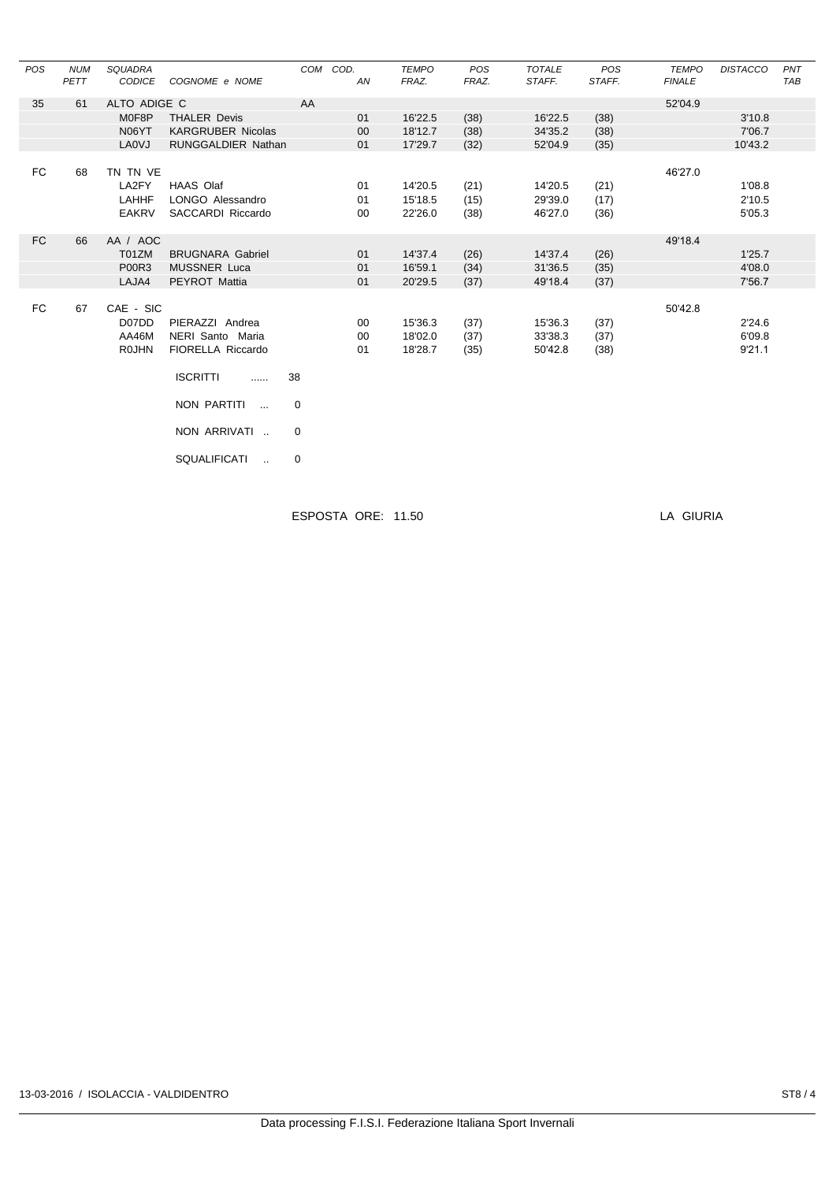| POS | NUM PETT | SQUADRA CODICE | COGNOME e NOME | COM | COD. AN | TEMPO FRAZ. | POS FRAZ. | TOTALE STAFF. | POS STAFF. | TEMPO FINALE | DISTACCO | PNT TAB |
|---|---|---|---|---|---|---|---|---|---|---|---|---|
| 35 | 61 | ALTO ADIGE C | | AA | | | | | | 52'04.9 | | |
| | | M0F8P | THALER Devis | | 01 | 16'22.5 | (38) | 16'22.5 | (38) | | 3'10.8 | |
| | | N06YT | KARGRUBER Nicolas | | 00 | 18'12.7 | (38) | 34'35.2 | (38) | | 7'06.7 | |
| | | LA0VJ | RUNGGALDIER Nathan | | 01 | 17'29.7 | (32) | 52'04.9 | (35) | | 10'43.2 | |
| FC | 68 | TN TN VE | | | | | | | | 46'27.0 | | |
| | | LA2FY | HAAS Olaf | | 01 | 14'20.5 | (21) | 14'20.5 | (21) | | 1'08.8 | |
| | | LAHHF | LONGO Alessandro | | 01 | 15'18.5 | (15) | 29'39.0 | (17) | | 2'10.5 | |
| | | EAKRV | SACCARDI Riccardo | | 00 | 22'26.0 | (38) | 46'27.0 | (36) | | 5'05.3 | |
| FC | 66 | AA / AOC | | | | | | | | 49'18.4 | | |
| | | T01ZM | BRUGNARA Gabriel | | 01 | 14'37.4 | (26) | 14'37.4 | (26) | | 1'25.7 | |
| | | P00R3 | MUSSNER Luca | | 01 | 16'59.1 | (34) | 31'36.5 | (35) | | 4'08.0 | |
| | | LAJA4 | PEYROT Mattia | | 01 | 20'29.5 | (37) | 49'18.4 | (37) | | 7'56.7 | |
| FC | 67 | CAE - SIC | | | | | | | | 50'42.8 | | |
| | | D07DD | PIERAZZI Andrea | | 00 | 15'36.3 | (37) | 15'36.3 | (37) | | 2'24.6 | |
| | | AA46M | NERI Santo Maria | | 00 | 18'02.0 | (37) | 33'38.3 | (37) | | 6'09.8 | |
| | | R0JHN | FIORELLA Riccardo | | 01 | 18'28.7 | (35) | 50'42.8 | (38) | | 9'21.1 | |

ISCRITTI ...... 38

NON PARTITI ... 0

NON ARRIVATI .. 0

SQUALIFICATI .. 0

ESPOSTA ORE: 11.50

LA GIURIA

13-03-2016 / ISOLACCIA - VALDIDENTRO

Data processing F.I.S.I. Federazione Italiana Sport Invernali